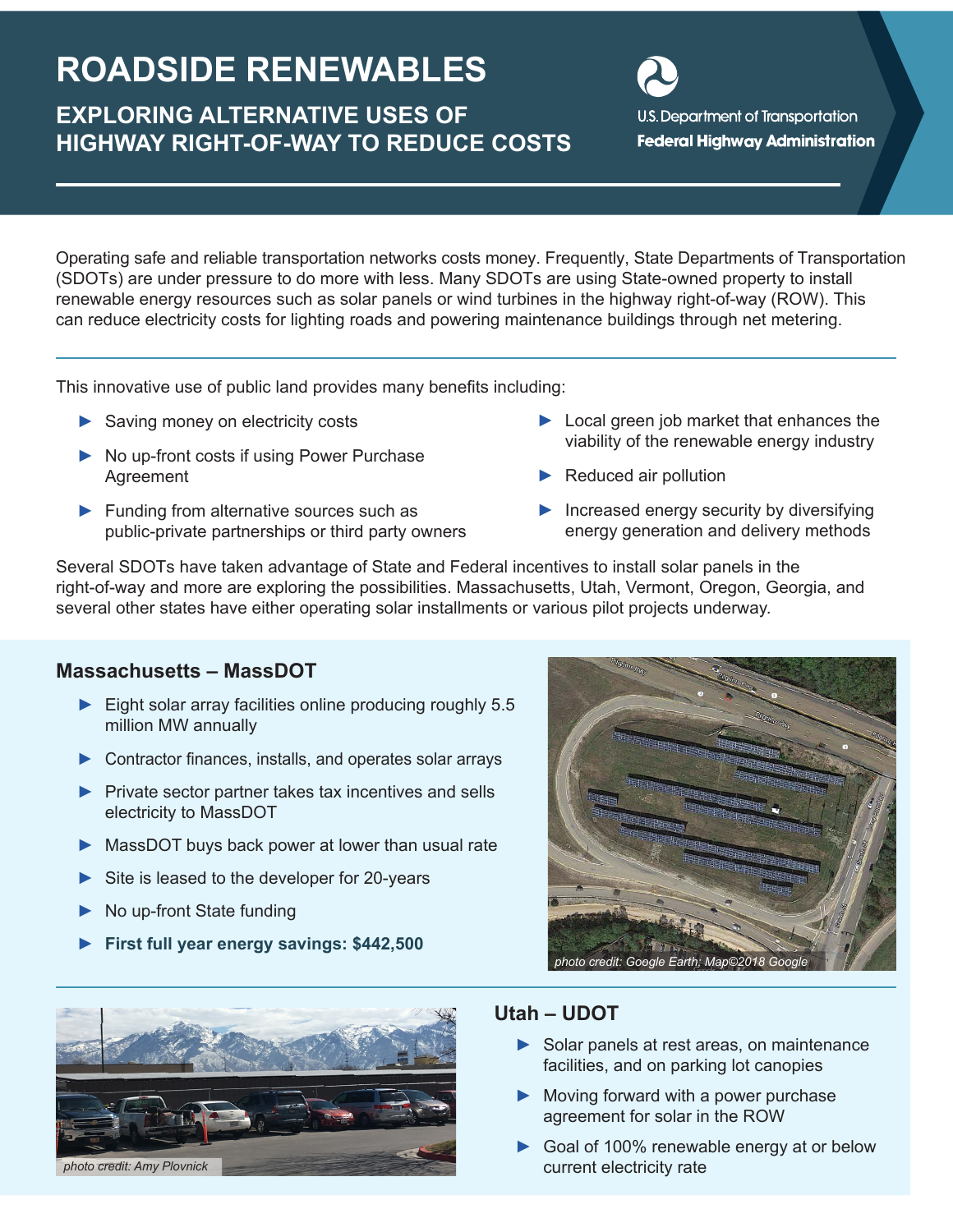# ROADSIDE RENEWABLES

## EXPLORING ALTERNATIVE USES OF HIGHWAY RIGHT-OF-WAY TO REDUCE COSTS

U.S. Department of Transportation
**Federal Highway Administration**

Operating safe and reliable transportation networks costs money. Frequently, State Departments of Transportation (SDOTs) are under pressure to do more with less. Many SDOTs are using State-owned property to install renewable energy resources such as solar panels or wind turbines in the highway right-of-way (ROW). This can reduce electricity costs for lighting roads and powering maintenance buildings through net metering.

This innovative use of public land provides many benefits including:

- Saving money on electricity costs
- No up-front costs if using Power Purchase Agreement
- Funding from alternative sources such as public-private partnerships or third party owners
- Local green job market that enhances the viability of the renewable energy industry
- Reduced air pollution
- Increased energy security by diversifying energy generation and delivery methods

Several SDOTs have taken advantage of State and Federal incentives to install solar panels in the right-of-way and more are exploring the possibilities. Massachusetts, Utah, Vermont, Oregon, Georgia, and several other states have either operating solar installments or various pilot projects underway.

### Massachusetts – MassDOT

- Eight solar array facilities online producing roughly 5.5 million MW annually
- Contractor finances, installs, and operates solar arrays
- Private sector partner takes tax incentives and sells electricity to MassDOT
- MassDOT buys back power at lower than usual rate
- Site is leased to the developer for 20-years
- No up-front State funding
- **First full year energy savings: $442,500**

*photo credit: Google Earth; Map©2018 Google*

### Utah – UDOT

- Solar panels at rest areas, on maintenance facilities, and on parking lot canopies
- Moving forward with a power purchase agreement for solar in the ROW
- Goal of 100% renewable energy at or below current electricity rate

*photo credit: Amy Plovnick*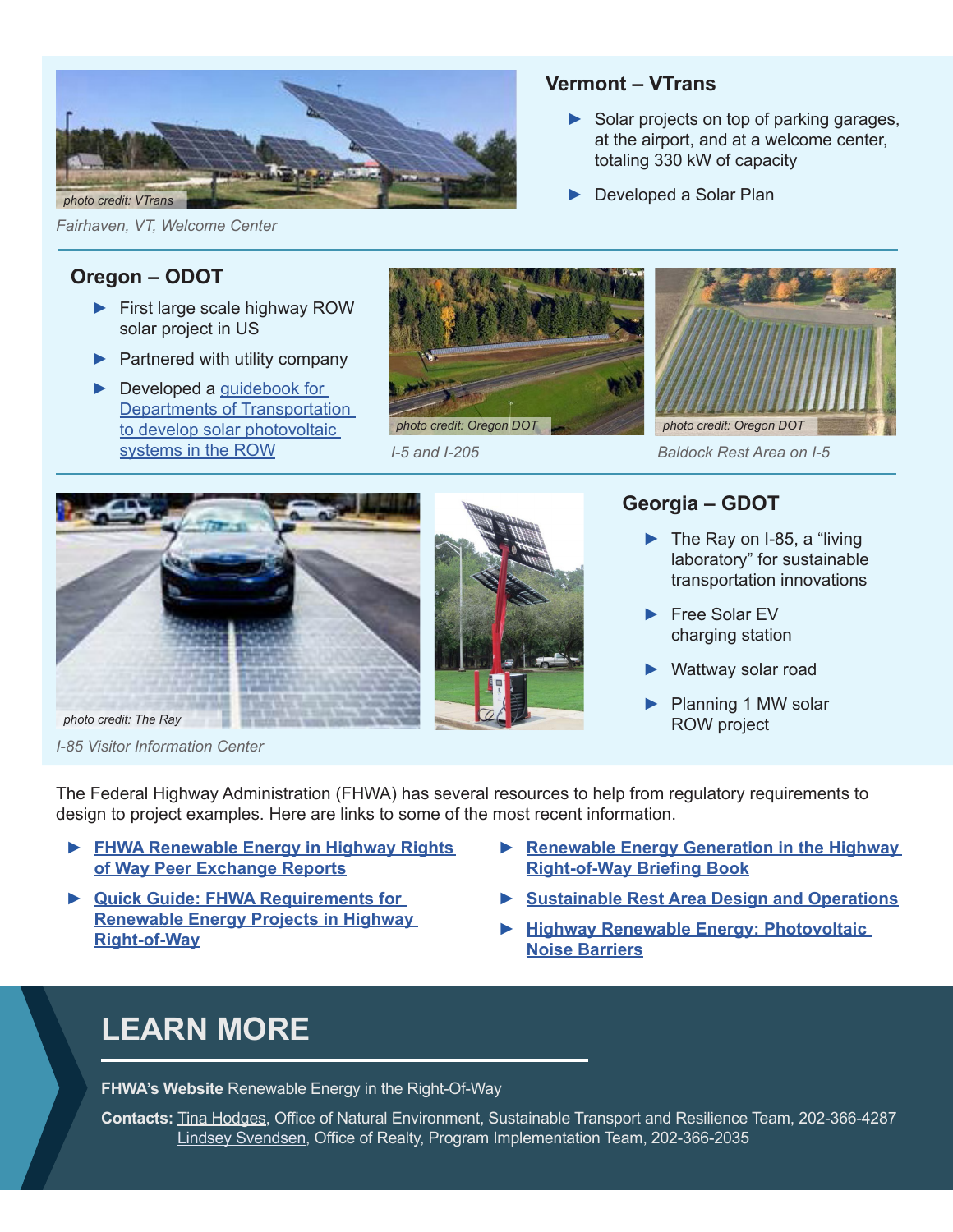photo credit: VTrans

Fairhaven, VT, Welcome Center

## Vermont – VTrans

- Solar projects on top of parking garages, at the airport, and at a welcome center, totaling 330 kW of capacity
- Developed a Solar Plan

## Oregon – ODOT

- First large scale highway ROW solar project in US
- Partnered with utility company
- Developed a guidebook for Departments of Transportation to develop solar photovoltaic systems in the ROW

photo credit: Oregon DOT

I-5 and I-205

photo credit: Oregon DOT

Baldock Rest Area on I-5

photo credit: The Ray

I-85 Visitor Information Center

## Georgia – GDOT

- The Ray on I-85, a "living laboratory" for sustainable transportation innovations
- Free Solar EV charging station
- Wattway solar road
- Planning 1 MW solar ROW project

The Federal Highway Administration (FHWA) has several resources to help from regulatory requirements to design to project examples. Here are links to some of the most recent information.

- **FHWA Renewable Energy in Highway Rights of Way Peer Exchange Reports**
- **Quick Guide: FHWA Requirements for Renewable Energy Projects in Highway Right-of-Way**
- **Renewable Energy Generation in the Highway Right-of-Way Briefing Book**
- **Sustainable Rest Area Design and Operations**
- **Highway Renewable Energy: Photovoltaic Noise Barriers**

# LEARN MORE

**FHWA's Website** Renewable Energy in the Right-Of-Way

**Contacts:** Tina Hodges, Office of Natural Environment, Sustainable Transport and Resilience Team, 202-366-4287
Lindsey Svendsen, Office of Realty, Program Implementation Team, 202-366-2035